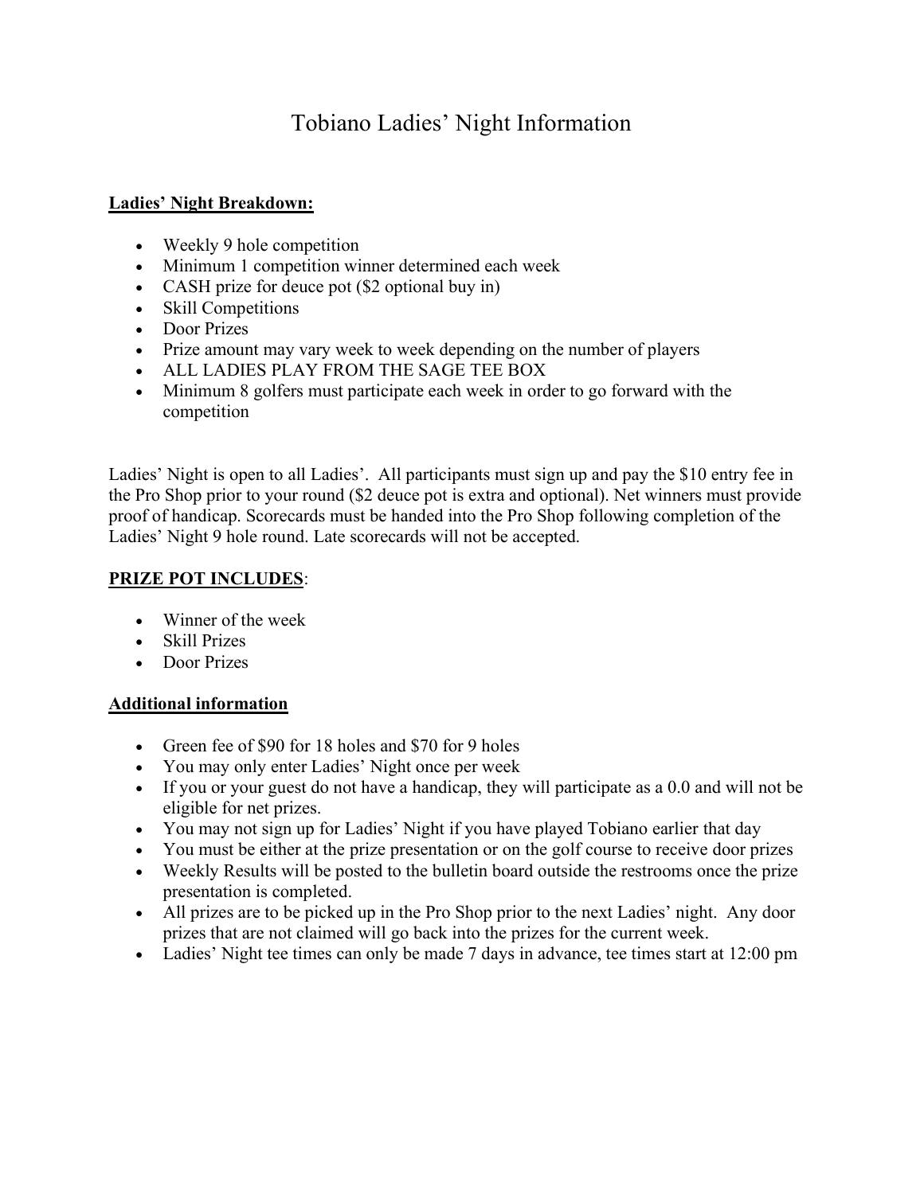# Tobiano Ladies' Night Information

**Ladies' Night Breakdown:**

- Weekly 9 hole competition
- Minimum 1 competition winner determined each week
- CASH prize for deuce pot ($2 optional buy in)
- Skill Competitions
- Door Prizes
- Prize amount may vary week to week depending on the number of players
- ALL LADIES PLAY FROM THE SAGE TEE BOX
- Minimum 8 golfers must participate each week in order to go forward with the competition

Ladies' Night is open to all Ladies'. All participants must sign up and pay the $10 entry fee in the Pro Shop prior to your round ($2 deuce pot is extra and optional). Net winners must provide proof of handicap. Scorecards must be handed into the Pro Shop following completion of the Ladies' Night 9 hole round. Late scorecards will not be accepted.

**PRIZE POT INCLUDES**:

- Winner of the week
- Skill Prizes
- Door Prizes

**Additional information**

- Green fee of $90 for 18 holes and $70 for 9 holes
- You may only enter Ladies' Night once per week
- If you or your guest do not have a handicap, they will participate as a 0.0 and will not be eligible for net prizes.
- You may not sign up for Ladies' Night if you have played Tobiano earlier that day
- You must be either at the prize presentation or on the golf course to receive door prizes
- Weekly Results will be posted to the bulletin board outside the restrooms once the prize presentation is completed.
- All prizes are to be picked up in the Pro Shop prior to the next Ladies' night. Any door prizes that are not claimed will go back into the prizes for the current week.
- Ladies' Night tee times can only be made 7 days in advance, tee times start at 12:00 pm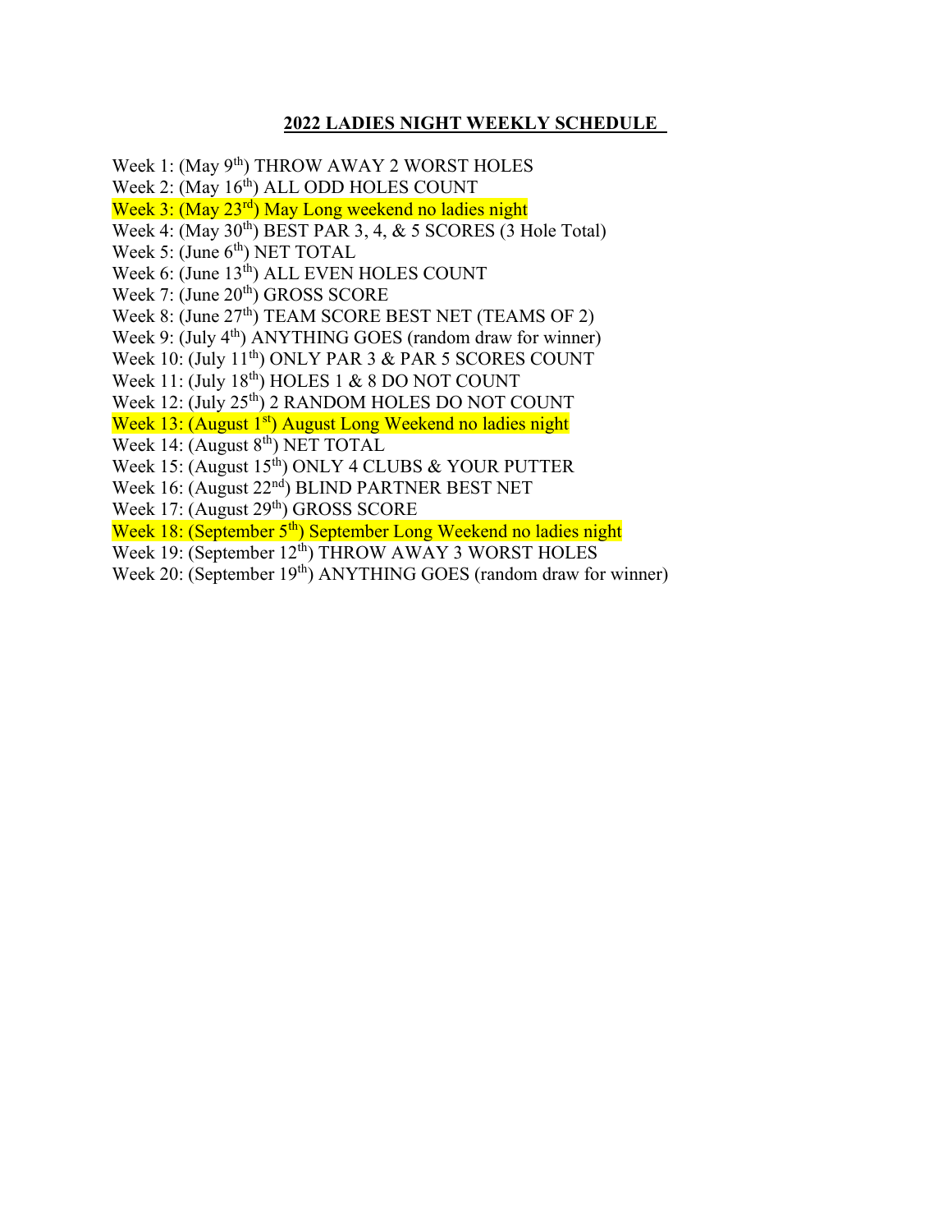## 2022 LADIES NIGHT WEEKLY SCHEDULE

Week 1: (May 9th) THROW AWAY 2 WORST HOLES
Week 2: (May 16th) ALL ODD HOLES COUNT
Week 3: (May 23rd) May Long weekend no ladies night
Week 4: (May 30th) BEST PAR 3, 4, & 5 SCORES (3 Hole Total)
Week 5: (June 6th) NET TOTAL
Week 6: (June 13th) ALL EVEN HOLES COUNT
Week 7: (June 20th) GROSS SCORE
Week 8: (June 27th) TEAM SCORE BEST NET (TEAMS OF 2)
Week 9: (July 4th) ANYTHING GOES (random draw for winner)
Week 10: (July 11th) ONLY PAR 3 & PAR 5 SCORES COUNT
Week 11: (July 18th) HOLES 1 & 8 DO NOT COUNT
Week 12: (July 25th) 2 RANDOM HOLES DO NOT COUNT
Week 13: (August 1st) August Long Weekend no ladies night
Week 14: (August 8th) NET TOTAL
Week 15: (August 15th) ONLY 4 CLUBS & YOUR PUTTER
Week 16: (August 22nd) BLIND PARTNER BEST NET
Week 17: (August 29th) GROSS SCORE
Week 18: (September 5th) September Long Weekend no ladies night
Week 19: (September 12th) THROW AWAY 3 WORST HOLES
Week 20: (September 19th) ANYTHING GOES (random draw for winner)